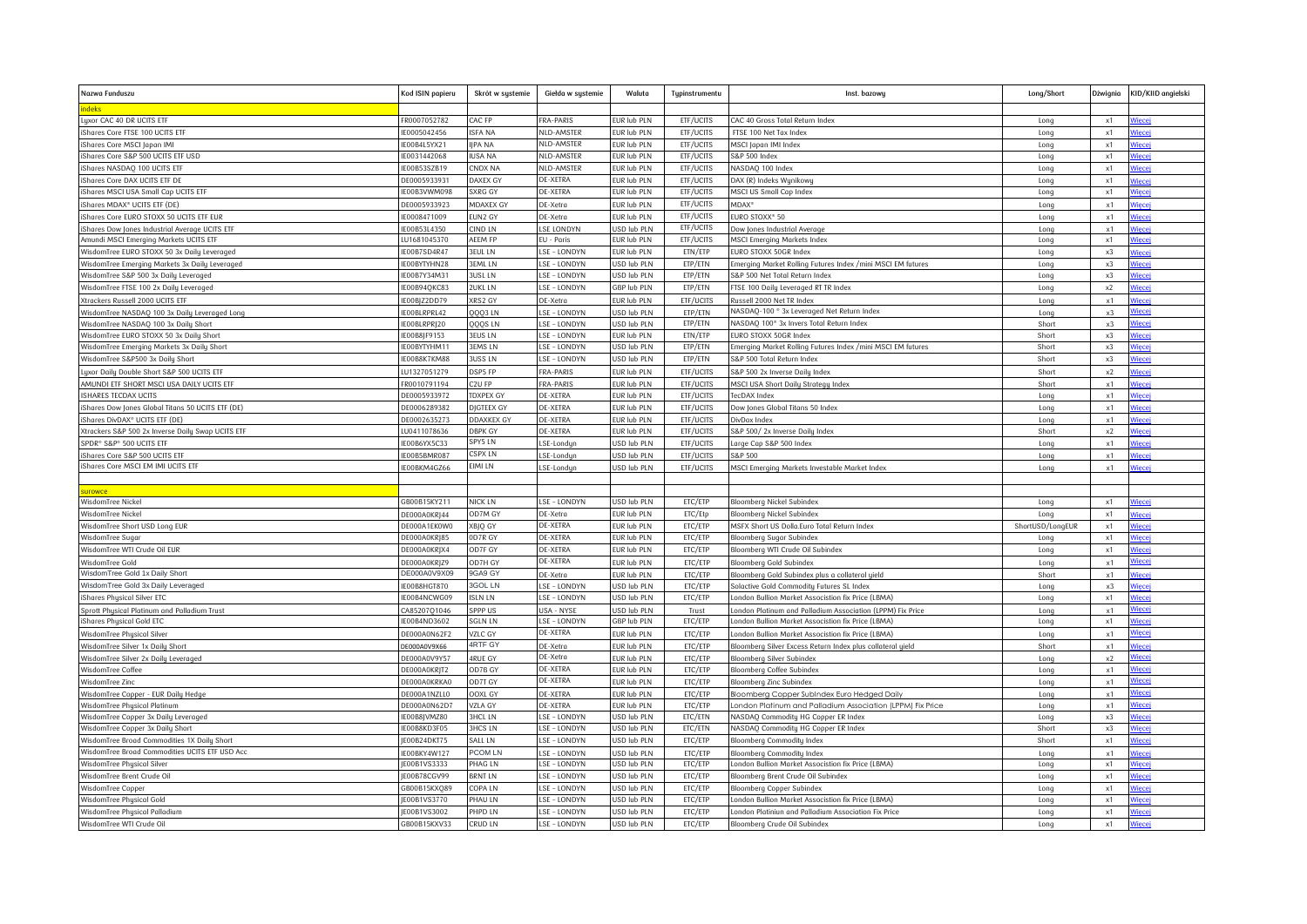| Nazwa Funduszu | Kod ISIN papieru | Skrót w systemie | Giełda w systemie | Waluta | Typinstrumentu | Inst. bazowy | Long/Short | Dźwignia | KID/KIID angielski |
|---|---|---|---|---|---|---|---|---|---|
| indeks | | | | | | | | | |
| Lyxor CAC 40 DR UCITS ETF | FR0007052782 | CAC FP | FRA-PARIS | EUR lub PLN | ETF/UCITS | CAC 40 Gross Total Return Index | Long | x1 | Więcej |
| iShares Core FTSE 100 UCITS ETF | IE0005042456 | ISFA NA | NLD-AMSTER | EUR lub PLN | ETF/UCITS | FTSE 100 Net Tax Index | Long | x1 | Więcej |
| iShares Core MSCI Japan IMI | IE00B4L5YX21 | IJPA NA | NLD-AMSTER | EUR lub PLN | ETF/UCITS | MSCI Japan IMI Index | Long | x1 | Więcej |
| iShares Core S&P 500 UCITS ETF USD | IE0031442068 | IUSA NA | NLD-AMSTER | EUR lub PLN | ETF/UCITS | S&P 500 Index | Long | x1 | Więcej |
| iShares NASDAQ 100 UCITS ETF | IE00B53SZB19 | CNDX NA | NLD-AMSTER | EUR lub PLN | ETF/UCITS | NASDAQ 100 Index | Long | x1 | Więcej |
| iShares Core DAX UCITS ETF DE | DE0005933931 | DAXEX GY | DE-XETRA | EUR lub PLN | ETF/UCITS | DAX (R) Indeks Wynikowy | Long | x1 | Więcej |
| iShares MSCI USA Small Cap UCITS ETF | IE00B3VWM098 | SXRG GY | DE-XETRA | EUR lub PLN | ETF/UCITS | MSCI US Small Cap Index | Long | x1 | Więcej |
| iShares MDAX® UCITS ETF (DE) | DE0005933923 | MDAXEX GY | DE-Xetra | EUR lub PLN | ETF/UCITS | MDAX® | Long | x1 | Więcej |
| iShares Core EURO STOXX 50 UCITS ETF EUR | IE0008471009 | EUN2 GY | DE-Xetra | EUR lub PLN | ETF/UCITS | EURO STOXX® 50 | Long | x1 | Więcej |
| iShares Dow Jones Industrial Average UCITS ETF | IE00B53L4350 | CIND LN | LSE LONDYN | USD lub PLN | ETF/UCITS | Dow Jones Industrial Average | Long | x1 | Więcej |
| Amundi MSCI Emerging Markets UCITS ETF | LU1681045370 | AEEM FP | EU - Paris | EUR lub PLN | ETF/UCITS | MSCI Emerging Markets Index | Long | x1 | Więcej |
| WisdomTree EURO STOXX 50 3x Daily Leveraged | IE00B7SD4R47 | 3EUL LN | LSE - LONDYN | EUR lub PLN | ETN/ETP | EURO STOXX 50GR Index | Long | x3 | Więcej |
| WisdomTree Emerging Markets 3x Daily Leveraged | IE00BYTYHN28 | 3EML LN | LSE - LONDYN | USD lub PLN | ETP/ETN | Emerging Market Rolling Futures Index /mini MSCI EM futures | Long | x3 | Więcej |
| WisdomTree S&P 500 3x Daily Leveraged | IE00B7Y34M31 | 3USL LN | LSE - LONDYN | USD lub PLN | ETP/ETN | S&P 500 Net Total Return Index | Long | x3 | Więcej |
| WisdomTree FTSE 100 2x Daily Leveraged | IE00B94QKC83 | 2UKL LN | LSE - LONDYN | GBP lub PLN | ETP/ETN | FTSE 100 Daily Leveraged RT TR Index | Long | x2 | Więcej |
| Xtrackers Russell 2000 UCITS ETF | IE00BJZ2DD79 | XRS2 GY | DE-Xetra | EUR lub PLN | ETF/UCITS | Russell 2000 Net TR Index | Long | x1 | Więcej |
| WisdomTree NASDAQ 100 3x Daily Leveraged Long | IE00BLRPRL42 | QQQ3 LN | LSE - LONDYN | USD lub PLN | ETP/ETN | NASDAQ-100 ® 3x Leveraged Net Return Index | Long | x3 | Więcej |
| WisdomTree NASDAQ 100 3x Daily Short | IE00BLRPRJ20 | QQQS LN | LSE - LONDYN | USD lub PLN | ETP/ETN | NASDAQ 100® 3x Invers Total Return Index | Short | x3 | Więcej |
| WisdomTree EURO STOXX 50 3x Daily Short | IE00B8JF9153 | 3EUS LN | LSE - LONDYN | EUR lub PLN | ETN/ETP | EURO STOXX 50GR Index | Short | x3 | Więcej |
| WisdomTree Emerging Markets 3x Daily Short | IE00BYTYHM11 | 3EMS LN | LSE - LONDYN | USD lub PLN | ETP/ETN | Emerging Market Rolling Futures Index /mini MSCI EM futures | Short | x3 | Więcej |
| WisdomTree S&P500 3x Daily Short | IE00B8K7KM88 | 3USS LN | LSE - LONDYN | USD lub PLN | ETP/ETN | S&P 500 Total Return Index | Short | x3 | Więcej |
| Lyxor Daily Double Short S&P 500 UCITS ETF | LU1327051279 | DSP5 FP | FRA-PARIS | EUR lub PLN | ETF/UCITS | S&P 500 2x Inverse Daily Index | Short | x2 | Więcej |
| AMUNDI ETF SHORT MSCI USA DAILY UCITS ETF | FR0010791194 | C2U FP | FRA-PARIS | EUR lub PLN | ETF/UCITS | MSCI USA Short Daily Strategy Index | Short | x1 | Więcej |
| ISHARES TECDAX UCITS | DE0005933972 | TDXPEX GY | DE-XETRA | EUR lub PLN | ETF/UCITS | TecDAX Index | Long | x1 | Więcej |
| iShares Dow Jones Global Titans 50 UCITS ETF (DE) | DE0006289382 | DJGTEEX GY | DE-XETRA | EUR lub PLN | ETF/UCITS | Dow Jones Global Titans 50 Index | Long | x1 | Więcej |
| iShares DivDAX® UCITS ETF (DE) | DE0002635273 | DDAXKEX GY | DE-XETRA | EUR lub PLN | ETF/UCITS | DivDax Index | Long | x1 | Więcej |
| Xtrackers S&P 500 2x Inverse Daily Swap UCITS ETF | LU0411078636 | DBPK GY | DE-XETRA | EUR lub PLN | ETF/UCITS | S&P 500/ 2x Inverse Daily Index | Short | x2 | Więcej |
| SPDR® S&P® 500 UCITS ETF | IE00B6YX5C33 | SPY5 LN | LSE-Londyn | USD lub PLN | ETF/UCITS | Large Cap S&P 500 Index | Long | x1 | Więcej |
| iShares Core S&P 500 UCITS ETF | IE00B5BMR087 | CSPX LN | LSE-Londyn | USD lub PLN | ETF/UCITS | S&P 500 | Long | x1 | Więcej |
| iShares Core MSCI EM IMI UCITS ETF | IE00BKM4GZ66 | EIMI LN | LSE-Londyn | USD lub PLN | ETF/UCITS | MSCI Emerging Markets Investable Market Index | Long | x1 | Więcej |
| | | | | | | | | | |
| surowce | | | | | | | | | |
| WisdomTree Nickel | GB00B15KY211 | NICK LN | LSE - LONDYN | USD lub PLN | ETC/ETP | Bloomberg Nickel Subindex | Long | x1 | Więcej |
| WisdomTree Nickel | DE000A0KRJ44 | OD7M GY | DE-Xetra | EUR lub PLN | ETC/Etp | Bloomberg Nickel Subindex | Long | x1 | Więcej |
| WisdomTree Short USD Long EUR | DE000A1EK0W0 | XBJQ GY | DE-XETRA | EUR lub PLN | ETC/ETP | MSFX Short US Dolla.Euro Total Return Index | ShortUSD/LongEUR | x1 | Więcej |
| WisdomTree Sugar | DE000A0KRJ85 | 0D7R GY | DE-XETRA | EUR lub PLN | ETC/ETP | Bloomberg Sugar Subindex | Long | x1 | Więcej |
| WisdomTree WTI Crude Oil EUR | DE000A0KRJX4 | OD7F GY | DE-XETRA | EUR lub PLN | ETC/ETP | Bloomberg WTI Crude Oil Subindex | Long | x1 | Więcej |
| WisdomTree Gold | DE000A0KRJZ9 | OD7H GY | DE-XETRA | EUR lub PLN | ETC/ETP | Bloomberg Gold Subindex | Long | x1 | Więcej |
| WisdomTree Gold 1x Daily Short | DE000A0V9X09 | 9GA9 GY | DE-Xetra | EUR lub PLN | ETC/ETP | Bloomberg Gold Subindex plus a collateral yield | Short | x1 | Więcej |
| WisdomTree Gold 3x Daily Leveraged | IE00B8HGT870 | 3GOL LN | LSE - LONDYN | USD lub PLN | ETC/ETP | Solactive Gold Commodity Futures SL Index | Long | x3 | Więcej |
| iShares Physical Silver ETC | IE00B4NCWG09 | ISLN LN | LSE - LONDYN | USD lub PLN | ETC/ETP | London Bullion Market Association fix Price (LBMA) | Long | x1 | Więcej |
| Sprott Physical Platinum and Palladium Trust | CA85207Q1046 | SPPP US | USA - NYSE | USD lub PLN | Trust | London Platinum and Palladium Association (LPPM) Fix Price | Long | x1 | Więcej |
| iShares Physical Gold ETC | IE00B4ND3602 | SGLN LN | LSE - LONDYN | GBP lub PLN | ETC/ETP | London Bullion Market Association fix Price (LBMA) | Long | x1 | Więcej |
| WisdomTree Physical Silver | DE000A0N62F2 | VZLC GY | DE-XETRA | EUR lub PLN | ETC/ETP | London Bullion Market Association fix Price (LBMA) | Long | x1 | Więcej |
| WisdomTree Silver 1x Daily Short | DE000A0V9X66 | 4RTF GY | DE-Xetra | EUR lub PLN | ETC/ETP | Bloomberg Silver Excess Return Index plus collateral yield | Short | x1 | Więcej |
| WisdomTree Silver 2x Daily Leveraged | DE000A0V9Y57 | 4RUE GY | DE-Xetra | EUR lub PLN | ETC/ETP | Bloomberg Silver Subindex | Long | x2 | Więcej |
| WisdomTree Coffee | DE000A0KRJT2 | OD7B GY | DE-XETRA | EUR lub PLN | ETC/ETP | Bloomberg Coffee Subindex | Long | x1 | Więcej |
| WisdomTree Zinc | DE000A0KRKA0 | OD7T GY | DE-XETRA | EUR lub PLN | ETC/ETP | Bloomberg Zinc Subindex | Long | x1 | Więcej |
| WisdomTree Copper - EUR Daily Hedge | DE000A1NZLL0 | OOXL GY | DE-XETRA | EUR lub PLN | ETC/ETP | Bloomberg Copper SubIndex Euro Hedged Daily | Long | x1 | Więcej |
| WisdomTree Physical Platinum | DE000A0N62D7 | VZLA GY | DE-XETRA | EUR lub PLN | ETC/ETP | London Platinum and Palladium Association (LPPM) Fix Price | Long | x1 | Więcej |
| WisdomTree Copper 3x Daily Leveraged | IE00B8JVMZ80 | 3HCL LN | LSE - LONDYN | USD lub PLN | ETC/ETN | NASDAQ Commodity HG Copper ER Index | Long | x3 | Więcej |
| WisdomTree Copper 3x Daily Short | IE00B8KD3F05 | 3HCS LN | LSE - LONDYN | USD lub PLN | ETC/ETN | NASDAQ Commodity HG Copper ER Index | Short | x3 | Więcej |
| WisdomTree Broad Commodities 1X Daily Short | JE00B24DKT75 | SALL LN | LSE - LONDYN | USD lub PLN | ETC/ETP | Bloomberg Commodity Index | Short | x1 | Więcej |
| WisdomTree Broad Commodities UCITS ETF USD Acc | IE00BKY4W127 | PCOM LN | LSE - LONDYN | USD lub PLN | ETC/ETP | Bloomberg Commodity Index | Long | x1 | Więcej |
| WisdomTree Physical Silver | JE00B1VS3333 | PHAG LN | LSE - LONDYN | USD lub PLN | ETC/ETP | London Bullion Market Association fix Price (LBMA) | Long | x1 | Więcej |
| WisdomTree Brent Crude Oil | JE00B78CGV99 | BRNT LN | LSE - LONDYN | USD lub PLN | ETC/ETP | Bloomberg Brent Crude Oil Subindex | Long | x1 | Więcej |
| WisdomTree Copper | GB00B15KXQ89 | COPA LN | LSE - LONDYN | USD lub PLN | ETC/ETP | Bloomberg Copper Subindex | Long | x1 | Więcej |
| WisdomTree Physical Gold | JE00B1VS3770 | PHAU LN | LSE - LONDYN | USD lub PLN | ETC/ETP | London Bullion Market Association fix Price (LBMA) | Long | x1 | Więcej |
| WisdomTree Physical Palladium | JE00B1VS3002 | PHPD LN | LSE - LONDYN | USD lub PLN | ETC/ETP | London Platinium and Palladium Association Fix Price | Long | x1 | Więcej |
| WisdomTree WTI Crude Oil | GB00B15KXV33 | CRUD LN | LSE - LONDYN | USD lub PLN | ETC/ETP | Bloomberg Crude Oil Subindex | Long | x1 | Więcej |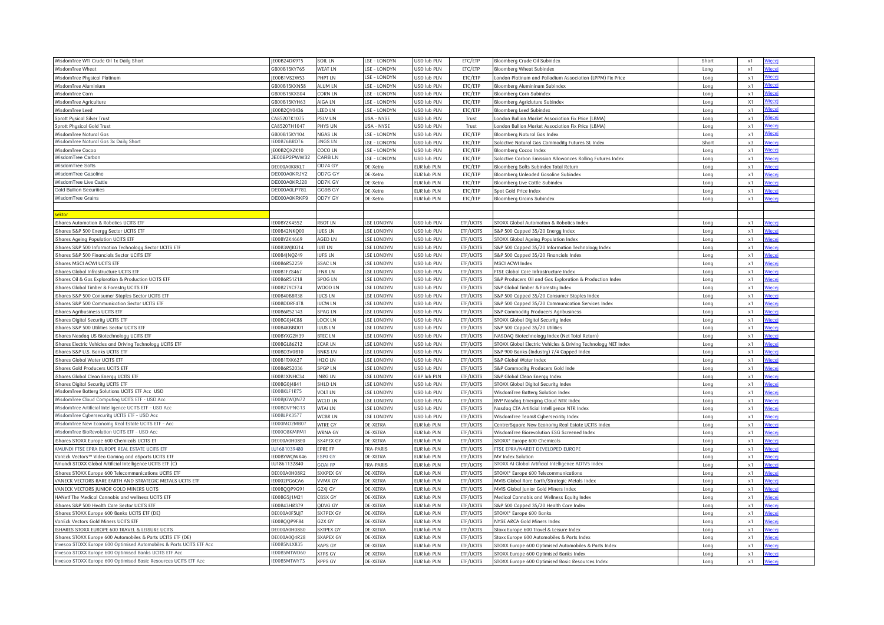| | | | | | | | | | |
|---|---|---|---|---|---|---|---|---|---|
| WisdomTree WTI Crude Oil 1x Daily Short | JE00B24DK975 | SOIL LN | LSE - LONDYN | USD lub PLN | ETC/ETP | Bloomberg Crude Oil Subindex | Short | x1 | Więcej |
| WisdomTree Wheat | GB00B15KY765 | WEAT LN | LSE - LONDYN | USD lub PLN | ETC/ETP | Bloomberg Wheat Subindex | Long | x1 | Więcej |
| WisdomTree Physical Platinum | JE00B1VS2W53 | PHPT LN | LSE - LONDYN | USD lub PLN | ETC/ETP | London Platinum and Palladium Association (LPPM) Fix Price | Long | x1 | Więcej |
| WisdomTree Aluminium | GB00B15KXN58 | ALUM LN | LSE - LONDYN | USD lub PLN | ETC/ETP | Bloomberg Alumininum Subindex | Long | x1 | Więcej |
| WisdomTree Corn | GB00B15KXS04 | CORN LN | LSE - LONDYN | USD lub PLN | ETC/ETP | Bloomberg Corn Subindex | Long | x1 | Więcej |
| WisdomTree Agriculture | GB00B15KYH63 | AIGA LN | LSE - LONDYN | USD lub PLN | ETC/ETP | Bloomberg Agriculture Subindex | Long | x1 | Więcej |
| WisdomTree Leed | JE00B2QY0436 | LEED LN | LSE - LONDYN | USD lub PLN | ETC/ETP | Bloomberg Leed Subindex | Long | x1 | Więcej |
| Sprott Pysical Silver Trust | CA85207K1075 | PSLV UN | USA - NYSE | USD lub PLN | Trust | London Bullion Market Association Fix Price (LBMA) | Long | x1 | Więcej |
| Sprott Physical Gold Trust | CA85207H1047 | PHYS UN | USA - NYSE | USD lub PLN | Trust | London Bullion Market Association Fix Price (LBMA) | Long | x1 | Więcej |
| WisdomTree Natural Gas | GB00B15KY104 | NGAS LN | LSE - LONDYN | USD lub PLN | ETC/ETP | Bloomberg Natural Gas Index | Long | x1 | Więcej |
| WisdomTree Natural Gas 3x Daily Short | IE00B76BRD76 | 3NGS LN | LSE - LONDYN | USD lub PLN | ETC/ETP | Solactive Natural Gas Commodity Futures SL Index | Short | x3 | Więcej |
| WisdomTree Cocoa | JE00B2QXZK10 | COCO LN | LSE - LONDYN | USD lub PLN | ETC/ETP | Bloomberg Cocoa Index | Long | x1 | Więcej |
| WisdomTree Carbon | JE00BP2PWW32 | CARB LN | LSE - LONDYN | USD lub PLN | ETC/ETP | Solactive Carbon Emission Allowances Rolling Futures Index | Long | x1 | Więcej |
| WisdomTree Softs | DE000A0KRKL7 | OD74 GY | DE-Xetra | EUR lub PLN | ETC/ETP | Bloomberg Softs Subindex Total Return | Long | x1 | Więcej |
| WisdomTree Gasoline | DE000A0KRJY2 | OD7G GY | DE-Xetra | EUR lub PLN | ETC/ETP | Bloomberg Unleaded Gasoline Subindex | Long | x1 | Więcej |
| WisdomTree Live Cattle | DE000A0KRJ28 | OD7K GY | DE-Xetra | EUR lub PLN | ETC/ETP | Bloomberg Live Cattle Subindex | Long | x1 | Więcej |
| Gold Bullion Securities | DE000A0LP781 | GG9B GY | DE-Xetra | EUR lub PLN | ETC/ETP | Spot Gold Price Index | Long | x1 | Więcej |
| WisdomTree Grains | DE000A0KRKF9 | OD7Y GY | DE-Xetra | EUR lub PLN | ETC/ETP | Bloomberg Grains Subindex | Long | x1 | Więcej |
| | | | | | | | | | |
| **sektor** | | | | | | | | | |
| iShares Automation & Robotics UCITS ETF | IE00BYZK4552 | RBOT LN | LSE LONDYN | USD lub PLN | ETF/UCITS | STOXX Global Automation & Robotics Index | Long | x1 | Więcej |
| iShares S&P 500 Energy Sector UCITS ETF | IE00B42NKQ00 | IUES LN | LSE LONDYN | USD lub PLN | ETF/UCITS | S&P 500 Capped 35/20 Energy Index | Long | x1 | Więcej |
| iShares Ageing Population UCITS ETF | IE00BYZK4669 | AGED LN | LSE LONDYN | USD lub PLN | ETF/UCITS | STOXX Global Ageing Population Index | Long | x1 | Więcej |
| iShares S&P 500 Information Technology Sector UCITS ETF | IE00B3WJKG14 | IUIT LN | LSE LONDYN | USD lub PLN | ETF/UCITS | S&P 500 Capped 35/20 Information Technology Index | Long | x1 | Więcej |
| iShares S&P 500 Financials Sector UCITS ETF | IE00B4JNQZ49 | IUFS LN | LSE LONDYN | USD lub PLN | ETF/UCITS | S&P 500 Capped 35/20 Financials Index | Long | x1 | Więcej |
| iShares MSCI ACWI UCITS ETF | IE00B6R52259 | SSAC LN | LSE LONDYN | USD lub PLN | ETF/UCITS | MSCI ACWI Index | Long | x1 | Więcej |
| iShares Global Infrastructure UCITS ETF | IE00B1FZS467 | IFNR LN | LSE LONDYN | USD lub PLN | ETF/UCITS | FTSE Global Core Infrastructure Index | Long | x1 | Więcej |
| iShares Oil & Gas Exploration & Production UCITS ETF | IE00B6R51Z18 | SPOG LN | LSE LONDYN | USD lub PLN | ETF/UCITS | S&P Producers Oil and Gas Exploration & Production Index | Long | x1 | Więcej |
| iShares Global Timber & Forestry UCITS ETF | IE00B27YCF74 | WOOD LN | LSE LONDYN | USD lub PLN | ETF/UCITS | S&P Global Timber & Forestry Index | Long | x1 | Więcej |
| iShares S&P 500 Consumer Staples Sector UCITS ETF | IE00B40B8R38 | IUCS LN | LSE LONDYN | USD lub PLN | ETF/UCITS | S&P 500 Capped 35/20 Consumer Staples Index | Long | x1 | Więcej |
| iShares S&P 500 Communication Sector UCITS ETF | IE00BDDRF478 | IUCM LN | LSE LONDYN | USD lub PLN | ETF/UCITS | S&P 500 Capped 35/20 Communication Services Index | Long | x1 | Więcej |
| iShares Agribusiness UCITS ETF | IE00B6R52143 | SPAG LN | LSE LONDYN | USD lub PLN | ETF/UCITS | S&P Commodity Producers Agribusiness | Long | x1 | Więcej |
| iShares Digital Security UCITS ETF | IE00BG0J4C88 | LOCK LN | LSE LONDYN | USD lub PLN | ETF/UCITS | STOXX Global Digital Security Index | Long | x1 | Więcej |
| iShares S&P 500 Utilities Sector UCITS ETF | IE00B4KBBD01 | IUUS LN | LSE LONDYN | USD lub PLN | ETF/UCITS | S&P 500 Capped 35/20 Utilities | Long | x1 | Więcej |
| iShares Nasdaq US Biotechnology UCITS ETF | IE00BYXG2H39 | BTEC LN | LSE LONDYN | USD lub PLN | ETF/UCITS | NASDAQ Biotechnology Index (Net Total Return) | Long | x1 | Więcej |
| iShares Electric Vehicles and Driving Technology UCITS ETF | IE00BGL86Z12 | ECAR LN | LSE LONDYN | USD lub PLN | ETF/UCITS | STOXX Global Electric Vehicles & Driving Technology NET Index | Long | x1 | Więcej |
| iShares S&P U.S. Banks UCITS ETF | IE00BD3V0B10 | BNKS LN | LSE LONDYN | USD lub PLN | ETF/UCITS | S&P 900 Banks (Industry) 7/4 Capped Index | Long | x1 | Więcej |
| iShares Global Water UCITS ETF | IE00B1TXK627 | IH2O LN | LSE LONDYN | USD lub PLN | ETF/UCITS | S&P Global Water Index | Long | x1 | Więcej |
| iShares Gold Producers UCITS ETF | IE00B6R52036 | SPGP LN | LSE LONDYN | USD lub PLN | ETF/UCITS | S&P Commodity Producers Gold Inde | Long | x1 | Więcej |
| iShares Global Clean Energy UCITS ETF | IE00B1XNHC34 | INRG LN | LSE LONDYN | GBP lub PLN | ETF/UCITS | S&P Global Clean Energy Index | Long | x1 | Więcej |
| iShares Digital Security UCITS ETF | IE00BG0J4841 | SHLD LN | LSE LONDYN | USD lub PLN | ETF/UCITS | STOXX Global Digital Security Index | Long | x1 | Więcej |
| WisdomTree Battery Solutions UCITS ETF Acc USD | IE00BKLF1R75 | VOLT LN | LSE LONDYN | USD lub PLN | ETF/UCITS | WisdomTree Battery Solution Index | Long | x1 | Więcej |
| WisdomTree Cloud Computing UCITS ETF - USD Acc | IE00BJGWQN72 | WCLD LN | LSE LONDYN | USD lub PLN | ETF/UCITS | BVP Nasdaq Emerging Cloud NTR Index | Long | x1 | Więcej |
| WisdomTree Artificial Intelligence UCITS ETF - USD Acc | IE00BDVPNG13 | WTAI LN | LSE LONDYN | USD lub PLN | ETF/UCITS | Nasdaq CTA Artificial Intelligence NTR Index | Long | x1 | Więcej |
| WisdomTree Cybersecurity UCITS ETF - USD Acc | IE00BLPK3577 | WCBR LN | LSE LONDYN | USD lub PLN | ETF/UCITS | WisdomTree Team8 Cybersecirity Index | Long | x1 | Więcej |
| WisdomTree New Economy Real Estate UCITS ETF - Acc | IE000MO2MB07 | WTRE GY | DE-XETRA | EUR lub PLN | ETF/UCITS | CentrerSquare New Economy Real Estate UCITS Index | Long | x1 | Więcej |
| WisdomTree BioRevolution UCITS ETF - USD Acc | IE000O8KMPM1 | WRNA GY | DE-XETRA | EUR lub PLN | ETF/UCITS | WisdomTree Biorevolution ESG Screened Index | Long | x1 | Więcej |
| iShares STOXX Europe 600 Chemicals UCITS ET | DE000A0H08E0 | SX4PEX GY | DE-XETRA | EUR lub PLN | ETF/UCITS | STOXX® Europe 600 Chemicals | Long | x1 | Więcej |
| AMUNDI FTSE EPRA EUROPE REAL ESTATE UCITS ETF | LU1681039480 | EPRE FP | FRA-PARIS | EUR lub PLN | ETF/UCITS | FTSE EPRA/NAREIT DEVELOPED EUROPE | Long | x1 | Więcej |
| VanEck Vectors™ Video Gaming and eSports UCITS ETF | IE00BYWQWR46 | ESPO GY | DE-XETRA | EUR lub PLN | ETF/UCITS | MV Index Solution | Long | x1 | Więcej |
| Amundi STOXX Global Artificial Intelligence UCITS ETF (C) | LU1861132840 | GOAI FP | FRA-PARIS | EUR lub PLN | ETF/UCITS | STOXX AI Global Artificial Intelligence ADTV5 Index | Long | x1 | Więcej |
| iShares STOXX Europe 600 Telecommunications UCITS ETF | DE000A0H08R2 | SXKPEX GY | DE-XETRA | EUR lub PLN | ETF/UCITS | STOXX® Europe 600 Telecommunications | Long | x1 | Więcej |
| VANECK VECTORS RARE EARTH AND STRATEGIC METALS UCITS ETF | IE0002PG6CA6 | VVMX GY | DE-XETRA | EUR lub PLN | ETF/UCITS | MVIS Global Rare Earth/Strategic Metals Index | Long | x1 | Więcej |
| VANECK VECTORS JUNIOR GOLD MINERS UCITS | IE00BQQP9G91 | G2XJ GY | DE-XETRA | EUR lub PLN | ETF/UCITS | MVIS Global Junior Gold Miners Index | Long | x1 | Więcej |
| HANetf The Medical Cannabis and wellness UCITS ETF | IE00BG5J1M21 | CBSX GY | DE-XETRA | EUR lub PLN | ETF/UCITS | Medical Cannabis and Wellness Equity Index | Long | x1 | Więcej |
| iShares S&P 500 Health Care Sector UCITS ETF | IE00B43HR379 | QDVG GY | DE-XETRA | EUR lub PLN | ETF/UCITS | S&P 500 Capped 35/20 Health Care Index | Long | x1 | Więcej |
| iShares STOXX Europe 600 Banks UCITS ETF (DE) | DE000A0F5UJ7 | SX7PEX GY | DE-XETRA | EUR lub PLN | ETF/UCITS | STOXX® Europe 600 Banks | Long | x1 | Więcej |
| VanEck Vectors Gold Miners UCITS ETF | IE00BQQP9F84 | G2X GY | DE-XETRA | EUR lub PLN | ETF/UCITS | NYSE ARCA Gold Miners Index | Long | x1 | Więcej |
| ISHARES STOXX EUROPE 600 TRAVEL & LEISURE UCITS | DE000A0H08S0 | SXTPEX GY | DE-XETRA | EUR lub PLN | ETF/UCITS | Stoxx Europe 600 Travel & Leisure Index | Long | x1 | Więcej |
| iShares STOXX Europe 600 Automobiles & Parts UCITS ETF (DE) | DE000A0Q4R28 | SXAPEX GY | DE-XETRA | EUR lub PLN | ETF/UCITS | Stoxx Europe 600 Automobiles & Parts Index | Long | x1 | Więcej |
| Invesco STOXX Europe 600 Optimised Automobiles & Parts UCITS ETF Acc | IE00B5NLX835 | XAPS GY | DE-XETRA | EUR lub PLN | ETF/UCITS | STOXX Europe 600 Optimised Automobiles & Parts Index | Long | x1 | Więcej |
| Invesco STOXX Europe 600 Optimised Banks UCITS ETF Acc | IE00B5MTWD60 | X7PS GY | DE-XETRA | EUR lub PLN | ETF/UCITS | STOXX Europe 600 Optimised Banks Index | Long | x1 | Więcej |
| Invesco STOXX Europe 600 Optimised Basic Resources UCITS ETF Acc | IE00B5MTWY73 | XPPS GY | DE-XETRA | EUR lub PLN | ETF/UCITS | STOXX Europe 600 Optimised Basic Resources Index | Long | x1 | Więcej |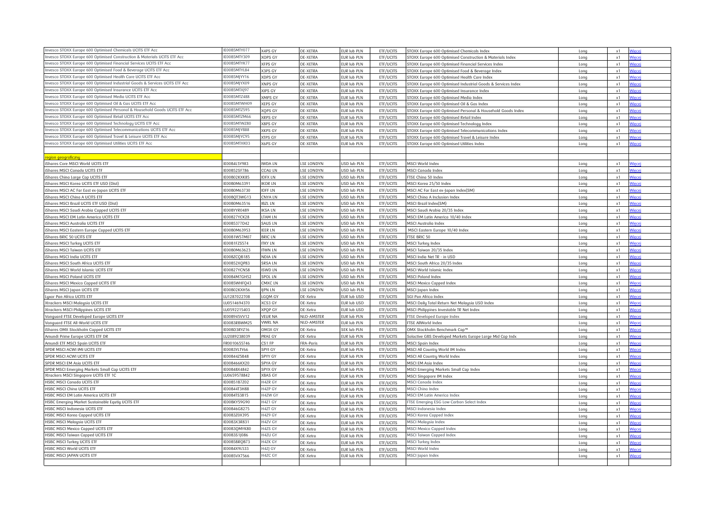| | | | | | | | | | |
|---|---|---|---|---|---|---|---|---|---|
| Invesco STOXX Europe 600 Optimised Chemicals UCITS ETF Acc | IE00B5MTY077 | X4PS GY | DE-XETRA | EUR lub PLN | ETF/UCITS | STOXX Europe 600 Optimised Chemicals Index | Long | x1 | Więcej |
| Invesco STOXX Europe 600 Optimised Construction & Materials UCITS ETF Acc | IE00B5MTY309 | XOPS GY | DE-XETRA | EUR lub PLN | ETF/UCITS | STOXX Europe 600 Optimised Construction & Materials Index | Long | x1 | Więcej |
| Invesco STOXX Europe 600 Optimised Financial Services UCITS ETF Acc | IE00B5MTYK77 | XFPS GY | DE-XETRA | EUR lub PLN | ETF/UCITS | STOXX Europe 600 Optimised Financial Services Index | Long | x1 | Więcej |
| Invesco STOXX Europe 600 Optimised Food & Beverage UCITS ETF Acc | IE00B5MTYL84 | X3PS GY | DE-XETRA | EUR lub PLN | ETF/UCITS | STOXX Europe 600 Optimised Food & Beverage Index | Long | x1 | Więcej |
| Invesco STOXX Europe 600 Optimised Health Care UCITS ETF Acc | IE00B5MJYY16 | XDPS GY | DE-XETRA | EUR lub PLN | ETF/UCITS | STOXX Europe 600 Optimised Health Care Index | Long | x1 | Więcej |
| Invesco STOXX Europe 600 Optimised Industrial Goods & Services UCITS ETF Acc | IE00B5MJYX09 | XNPS GY | DE-XETRA | EUR lub PLN | ETF/UCITS | STOXX Europe 600 Optimised Industrial Goods & Services Index | Long | x1 | Więcej |
| Invesco STOXX Europe 600 Optimised Insurance UCITS ETF Acc | IE00B5MTXJ97 | XIPS GY | DE-XETRA | EUR lub PLN | ETF/UCITS | STOXX Europe 600 Optimised Insurance Index | Long | x1 | Więcej |
| Invesco STOXX Europe 600 Optimised Media UCITS ETF Acc | IE00B5MTZ488 | XMPS GY | DE-XETRA | EUR lub PLN | ETF/UCITS | STOXX Europe 600 Optimised Media Index | Long | x1 | Więcej |
| Invesco STOXX Europe 600 Optimised Oil & Gas UCITS ETF Acc | IE00B5MTWH09 | XEPS GY | DE-XETRA | EUR lub PLN | ETF/UCITS | STOXX Europe 600 Optimised Oil & Gas Index | Long | x1 | Więcej |
| Invesco STOXX Europe 600 Optimised Personal & Household Goods UCITS ETF Acc | IE00B5MTZ595 | XQPS GY | DE-XETRA | EUR lub PLN | ETF/UCITS | STOXX Europe 600 Optimised Personal & Household Goods Index | Long | x1 | Więcej |
| Invesco STOXX Europe 600 Optimised Retail UCITS ETF Acc | IE00B5MTZM66 | XRPS GY | DE-XETRA | EUR lub PLN | ETF/UCITS | STOXX Europe 600 Optimised Retail Index | Long | x1 | Więcej |
| Invesco STOXX Europe 600 Optimised Technology UCITS ETF Acc | IE00B5MTWZ80 | X8PS GY | DE-XETRA | EUR lub PLN | ETF/UCITS | STOXX Europe 600 Optimised Technology Index | Long | x1 | Więcej |
| Invesco STOXX Europe 600 Optimised Telecommunications UCITS ETF Acc | IE00B5MJYB88 | XKPS GY | DE-XETRA | EUR lub PLN | ETF/UCITS | STOXX Europe 600 Optimised Telecommunications Index | Long | x1 | Więcej |
| Invesco STOXX Europe 600 Optimised Travel & Leisure UCITS ETF Acc | IE00B5MJYC95 | XTPS GY | DE-XETRA | EUR lub PLN | ETF/UCITS | STOXX Europe 600 Optimised Travel & Leisure Index | Long | x1 | Więcej |
| Invesco STOXX Europe 600 Optimised Utilities UCITS ETF Acc | IE00B5MTXK03 | X6PS GY | DE-XETRA | EUR lub PLN | ETF/UCITS | STOXX Europe 600 Optimised Utilities Index | Long | x1 | Więcej |
| | | | | | | | | | |
| region geograficzny | | | | | | | | | |
| iShares Core MSCI World UCITS ETF | IE00B4L5Y983 | IWDA LN | LSE LONDYN | USD lub PLN | ETF/UCITS | MSCI World Index | Long | x1 | Więcej |
| iShares MSCI Canada UCITS ETF | IE00B52SF786 | CCAU LN | LSE LONDYN | USD lub PLN | ETF/UCITS | MSCI Canada Index | Long | x1 | Więcej |
| iShares China Large Cap UCITS ETF | IE00B02KXK85 | IDFX LN | LSE LONDYN | USD lub PLN | ETF/UCITS | FTSE China 50 Index | Long | x1 | Więcej |
| iShares MSCI Korea UCITS ETF USD (Dist) | IE00B0M63391 | IKOR LN | LSE LONDYN | USD lub PLN | ETF/UCITS | MSCI Korea 25/50 Index | Long | x1 | Więcej |
| iShares MSCI AC Far East ex-Japan UCITS ETF | IE00B0M63730 | IDFF LN | LSE LONDYN | USD lub PLN | ETF/UCITS | MSCI AC Far East ex-Japan Index(SM) | Long | x1 | Więcej |
| iShares MSCI China A UCITS ETF | IE00BQT3WG13 | CNYA LN | LSE LONDYN | USD lub PLN | ETF/UCITS | MSCI China A Inclusion Index | Long | x1 | Więcej |
| iShares MSCI Brazil UCITS ETF USD (Dist) | IE00B0M63516 | IBZL LN | LSE LONDYN | USD lub PLN | ETF/UCITS | MSCI Brazil Index(SM) | Long | x1 | Więcej |
| iShares MSCI Saudi Arabia Capped UCITS ETF | IE00BYYR0489 | IKSA LN | LSE LONDYN | USD lub PLN | ETF/UCITS | MSCI Saudi Arabia 20/35 Index | Long | x1 | Więcej |
| iShares MSCI EM Latin America UCITS ETF | IE00B27YCK28 | LTAM LN | LSE LONDYN | USD lub PLN | ETF/UCITS | MSCI EM Latin America 10/40 Index | Long | x1 | Więcej |
| iShares MSCI Australia UCITS ETF | IE00B5377D42 | SAUS LN | LSE LONDYN | USD lub PLN | ETF/UCITS | MSCI Australia Index | Long | x1 | Więcej |
| iShares MSCI Eastern Europe Capped UCITS ETF | IE00B0M63953 | IEER LN | LSE LONDYN | USD lub PLN | ETF/UCITS | MSCI Eastern Europe 10/40 Index | Long | x1 | Więcej |
| iShares BRIC 50 UCITS ETF | IE00B1W57M07 | BRIC LN | LSE LONDYN | USD lub PLN | ETF/UCITS | FTSE BRIC 50 | Long | x1 | Więcej |
| iShares MSCI Turkey UCITS ETF | IE00B1FZS574 | ITKY LN | LSE LONDYN | USD lub PLN | ETF/UCITS | MSCI Turkey Index | Long | x1 | Więcej |
| iShares MSCI Taiwan UCITS ETF | IE00B0M63623 | ITWN LN | LSE LONDYN | USD lub PLN | ETF/UCITS | MSCI Taiwan 20/35 Index | Long | x1 | Więcej |
| iShares MSCI India UCITS ETF | IE00BZCQB185 | NDIA LN | LSE LONDYN | USD lub PLN | ETF/UCITS | MSCI India Net TR - in USD | Long | x1 | Więcej |
| iShares MSCI South Africa UCITS ETF | IE00B52XQP83 | SRSA LN | LSE LONDYN | USD lub PLN | ETF/UCITS | MSCI South Africa 20/35 Index | Long | x1 | Więcej |
| iShares MSCI World Islamic UCITS ETF | IE00B27YCN58 | ISWD LN | LSE LONDYN | USD lub PLN | ETF/UCITS | MSCI World Islamic Index | Long | x1 | Więcej |
| iShares MSCI Poland UCITS ETF | IE00B4M7GH52 | SPOL LN | LSE LONDYN | USD lub PLN | ETF/UCITS | MSCI Poland Index | Long | x1 | Więcej |
| iShares MSCI Mexico Capped UCITS ETF | IE00B5WHFQ43 | CMXC LN | LSE LONDYN | USD lub PLN | ETF/UCITS | MSCI Mexico Capped Index | Long | x1 | Więcej |
| iShares MSCI Japan UCITS ETF | IE00B02KXH56 | IJPN LN | LSE LONDYN | USD lub PLN | ETF/UCITS | MSCI Japan Index | Long | x1 | Więcej |
| Lyxor Pan Africa UCITS ETF | LU1287022708 | LGQM GY | DE-Xetra | EUR lub USD | ETF/UCITS | SGI Pan Africa Index | Long | x1 | Więcej |
| Xtrackers MSCI Malaysia UCITS ETF | LU0514694370 | XCS3 GY | DE-Xetra | EUR lub USD | ETF/UCITS | MSCI Daily Total Return Net Malaysia USD Index | Long | x1 | Więcej |
| Xtrackers MSCI Philippines UCITS ETF | LU0592215403 | XPQP GY | DE-Xetra | EUR lub USD | ETF/UCITS | MSCI Philippines Investable TR Net Index | Long | x1 | Więcej |
| Vanguard FTSE Developed Europe UCITS ETF | IE00B945VV12 | VEUR NA | NLD-AMSTER | EUR lub PLN | ETF/UCITS | FTSE Developed Europe Index | Long | x1 | Więcej |
| Vanguard FTSE All-World UCITS ETF | IE00B3RBWM25 | VWRL NA | NLD-AMSTER | EUR lub PLN | ETF/UCITS | FTSE AllWorld Index | Long | x1 | Więcej |
| iShares OMX Stockholm Capped UCITS ETF | IE00BD3RYZ16 | OM3X GY | DE-Xetra | SEK lub PLN | ETF/UCITS | OMX Stockholm Benchmark Cap™ | Long | x1 | Więcej |
| Amundi Prime Europe UCITS ETF DR | LU2089238039 | PRAE GY | DE-Xetra | EUR lub PLN | ETF/UCITS | Solactive GBS Developed Markets Europe Large Mid Cap Indx | Long | x1 | Więcej |
| Amundi ETF MSCI Spain UCITS ETF | FR0010655746 | CS1 FP | FRA-Paris | EUR lub PLN | ETF/UCITS | MSCI Spain Index | Long | x1 | Więcej |
| SPDR MSCI ACWI IMI UCITS ETF | IE00B3YLTY66 | SPYI GY | DE-Xetra | EUR lub PLN | ETF/UCITS | MSCI All Country World IM Index | Long | x1 | Więcej |
| SPDR MSCI ACWI UCITS ETF | IE00B44Z5B48 | SPYY GY | DE-Xetra | EUR lub PLN | ETF/UCITS | MSCI All Country World Index | Long | x1 | Więcej |
| SPDR MSCI EM Asia UCITS ETF | IE00B466KX20 | SPYA GY | DE-Xetra | EUR lub PLN | ETF/UCITS | MSCI EM Asia Index | Long | x1 | Więcej |
| SPDR MSCI Emerging Markets Small Cap UCITS ETF | IE00B48X4842 | SPYX GY | DE-Xetra | EUR lub PLN | ETF/UCITS | MSCI Emerging Markets Small Cap Index | Long | x1 | Więcej |
| Xtrackers MSCI Singapore UCITS ETF 1C | LU0659578842 | XBAS GY | DE-Xetra | EUR lub PLN | ETF/UCITS | MSCI Singapore IM Index | Long | x1 | Więcej |
| HSBC MSCI Canada UCITS ETF | IE00B51B7Z02 | H4ZR GY | DE-Xetra | EUR lub PLN | ETF/UCITS | MSCI Canada Index | Long | x1 | Więcej |
| HSBC MSCI China UCITS ETF | IE00B44T3H88 | H4ZP GY | DE-Xetra | EUR lub PLN | ETF/UCITS | MSCI China Index | Long | x1 | Więcej |
| HSBC MSCI EM Latin America UCITS ETF | IE00B4TS3815 | H4ZW GY | DE-Xetra | EUR lub PLN | ETF/UCITS | MSCI EM Latin America Index | Long | x1 | Więcej |
| HSBC Emerging Market Sustainable Equtiy UCITS ETF | IE00BKY59G90 | H4Z1 GY | DE-Xetra | EUR lub PLN | ETF/UCITS | FTSE Emerging ESG Low Carbon Select Index | Long | x1 | Więcej |
| HSBC MSCI Indonesia UCITS ETF | IE00B46G8275 | H4ZT GY | DE-Xetra | EUR lub PLN | ETF/UCITS | MSCI Indonesia Index | Long | x1 | Więcej |
| HSBC MSCI Korea Capped UCITS ETF | IE00B3Z0X395 | H4Z9 GY | DE-Xetra | EUR lub PLN | ETF/UCITS | MSCI Korea Capped Index | Long | x1 | Więcej |
| HSBC MSCI Malaysia UCITS ETF | IE00B3X3R831 | H4ZV GY | DE-Xetra | EUR lub PLN | ETF/UCITS | MSCI Malaysia Index | Long | x1 | Więcej |
| HSBC MSCI Mexico Capped UCITS ETF | IE00B3QMYK80 | H4ZS GY | DE-Xetra | EUR lub PLN | ETF/UCITS | MSCI Mexico Capped Index | Long | x1 | Więcej |
| HSBC MSCI Taiwan Capped UCITS ETF | IE00B3S1J086 | H4ZU GY | DE-Xetra | EUR lub PLN | ETF/UCITS | MSCI Taiwan Capped Index | Long | x1 | Więcej |
| HSBC MSCI Turkey UCITS ETF | IE00B5BRQB73 | H4ZK GY | DE-Xetra | EUR lub PLN | ETF/UCITS | MSCI Turkey Index | Long | x1 | Więcej |
| HSBC MSCI World UCITS ETF | IE00B4X9L533 | H4ZJ GY | DE-Xetra | EUR lub PLN | ETF/UCITS | MSCI World Index | Long | x1 | Więcej |
| HSBC MSCI JAPAN UCITS ETF | IE00B5VX7566 | H4ZC GY | DE-Xetra | EUR lub PLN | ETF/UCITS | MSCI Japan Index | Long | x1 | Więcej |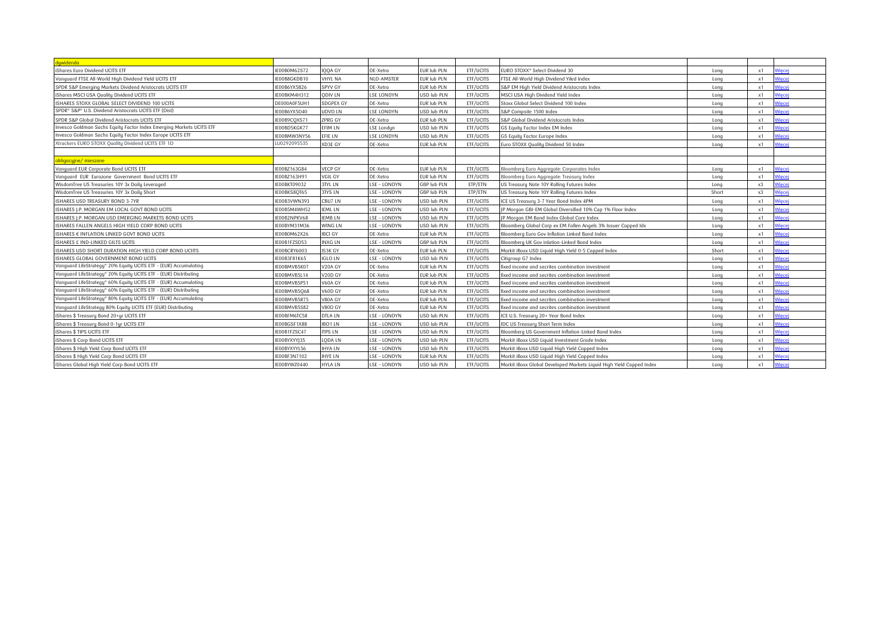| | | | | | | | | | |
|---|---|---|---|---|---|---|---|---|---|
| dywidenda | | | | | | | | | |
| iShares Euro Dividend UCITS ETF | IE00B0M62S72 | IQQA GY | DE-Xetra | EUR lub PLN | ETF/UCITS | EURO STOXX® Select Dividend 30 | Long | x1 | Więcej |
| Vanguard FTSE All-World High Dividend Yield UCITS ETF | IE00B8GKDB10 | VHYL NA | NLD-AMSTER | EUR lub PLN | ETF/UCITS | FTSE All-World High Dividend Yiled Index | Long | x1 | Więcej |
| SPDR S&P Emerging Markets Dividend Aristocrats UCITS ETF | IE00B6YX5B26 | SPYV GY | DE-Xetra | EUR lub PLN | ETF/UCITS | S&P EM High Yield Dividend Aristocrats Index | Long | x1 | Więcej |
| iShares MSCI USA Quality Dividend UCITS ETF | IE00BKM4H312 | QDIV LN | LSE LONDYN | USD lub PLN | ETF/UCITS | MSCI USA High Dividend Yield Index | Long | x1 | Więcej |
| ISHARES STOXX GLOBAL SELECT DIVIDEND 100 UCITS | DE000A0F5UH1 | SDGPEX GY | DE-Xetra | EUR lub PLN | ETF/UCITS | Stoxx Global Select Dividend 100 Index | Long | x1 | Więcej |
| SPDR® S&P® U.S. Dividend Aristocrats UCITS ETF (Dist) | IE00B6YX5D40 | UDVD LN | LSE LONDYN | USD lub PLN | ETF/UCITS | S&P Compsite 1500 Index | Long | x1 | Więcej |
| SPDR S&P Global Dividend Aristocrats UCITS ETF | IE00B9CQXS71 | ZPRG GY | DE-Xetra | EUR lub PLN | ETF/UCITS | S&P Global Dividend Aristocrats Index | Long | x1 | Więcej |
| Invesco Goldman Sachs Equity Factor Index Emerging Markets UCITS ETF | IE00BD5KGK77 | EFIM LN | LSE Londyn | USD lub PLN | ETF/UCITS | GS Equity Factor Index EM Index | Long | x1 | Więcej |
| Invesco Goldman Sachs Equity Factor Index Europe UCITS ETF | IE00BMW3NY56 | EFIE LN | LSE LONDYN | USD lub PLN | ETF/UCITS | GS Equity Factor Europe Index | Long | x1 | Więcej |
| Xtrackers EURO STOXX Quality Dividend UCITS ETF 1D | LU0292095535 | XD3E GY | DE-Xetra | EUR lub PLN | ETF/UCITS | Euro STOXX Quality Dividend 50 Index | Long | x1 | Więcej |
| | | | | | | | | | |
| obligacyjne/ mieszane | | | | | | | | | |
| Vanguard EUR Corporate Bond UCITS ETF | IE00BZ163G84 | VECP GY | DE-Xetra | EUR lub PLN | ETF/UCITS | Bloomberg Euro Aggregate: Corporates Index | Long | x1 | Więcej |
| Vanguard EUR Eurozone Government Bond UCITS ETF | IE00BZ163H91 | VGIL GY | DE-Xetra | EUR lub PLN | ETF/UCITS | Bloomberg Euro Aggregate: Treasury Index | Long | x1 | Więcej |
| WisdomTree US Treasuries 10Y 3x Daily Leveraged | IE00BKT09032 | 3TYL LN | LSE - LONDYN | GBP lub PLN | ETP/ETN | US Treasury Note 10Y Rolling Futures Index | Long | x3 | Więcej |
| WisdomTree US Treasuries 10Y 3x Daily Short | IE00BKS8QT65 | 3TYS LN | LSE - LONDYN | GBP lub PLN | ETP/ETN | US Treasury Note 10Y Rolling Futures Index | Short | x3 | Więcej |
| ISHARES USD TREASURY BOND 3-7YR | IE00B3VWN393 | CBU7 LN | LSE - LONDYN | USD lub PLN | ETF/UCITS | ICE US Treasury 3-7 Year Bond Index 4PM | Long | x1 | Więcej |
| ISHARES J.P. MORGAN EM LOCAL GOVT BOND UCITS | IE00B5M4WH52 | IEML LN | LSE - LONDYN | USD lub PLN | ETF/UCITS | JP Morgan GBI-EM Global Diversified 10% Cap 1% Floor Index | Long | x1 | Więcej |
| ISHARES J.P. MORGAN USD EMERGING MARKETS BOND UCITS | IE00B2NPKV68 | IEMB LN | LSE - LONDYN | USD lub PLN | ETF/UCITS | JP Morgan EM Bond Index Global Core Index | Long | x1 | Więcej |
| ISHARES FALLEN ANGELS HIGH YIELD CORP BOND UCITS | IE00BYM31M36 | WING LN | LSE - LONDYN | USD lub PLN | ETF/UCITS | Bloomberg Global Corp ex EM Fallen Angels 3% Issuer Capped Idx | Long | x1 | Więcej |
| ISHARES € INFLATION LINKED GOVT BOND UCITS | IE00B0M62X26 | IBCI GY | DE-Xetra | EUR lub PLN | ETF/UCITS | Bloomberg Euro Gov Inflation Linked Bond Index | Long | x1 | Więcej |
| ISHARES £ IND-LINKED GILTS UCITS | IE00B1FZSD53 | INXG LN | LSE - LONDYN | GBP lub PLN | ETF/UCITS | Bloomberg UK Gov inlation-Linked Bond Index | Long | x1 | Więcej |
| ISHARES USD SHORT DURATION HIGH YIELD CORP BOND UCIITS | IE00BCRY6003 | IS3K GY | DE-Xetra | EUR lub PLN | ETF/UCITS | Markit iBoxx USD Liquid High Yield 0-5 Capped Index | Short | x1 | Więcej |
| ISHARES GLOBAL GOVERNMENT BOND UCITS | IE00B3F81K65 | IGLO LN | LSE - LONDYN | USD lub PLN | ETF/UCITS | Citigroup G7 Index | Long | x1 | Więcej |
| Vanguard LifeStrategy® 20% Equity UCITS ETF - (EUR) Accumulating | IE00BMVB5K07 | V20A GY | DE-Xetra | EUR lub PLN | ETF/UCITS | fixed income and secrites combination investment | Long | x1 | Więcej |
| Vanguard LifeStrategy® 20% Equity UCITS ETF - (EUR) Distributing | IE00BMVB5L14 | V20D GY | DE-Xetra | EUR lub PLN | ETF/UCITS | fixed income and secrites combination investment | Long | x1 | Więcej |
| Vanguard LifeStrategy® 60% Equity UCITS ETF - (EUR) Accumulating | IE00BMVB5P51 | V60A GY | DE-Xetra | EUR lub PLN | ETF/UCITS | fixed income and secrites combination investment | Long | x1 | Więcej |
| Vanguard LifeStrategy® 60% Equity UCITS ETF - (EUR) Distributing | IE00BMVB5Q68 | V60D GY | DE-Xetra | EUR lub PLN | ETF/UCITS | fixed income and secrites combination investment | Long | x1 | Więcej |
| Vanguard LifeStrategy® 80% Equity UCITS ETF - (EUR) Accumulating | IE00BMVB5R75 | V80A GY | DE-Xetra | EUR lub PLN | ETF/UCITS | fixed income and secrites combination investment | Long | x1 | Więcej |
| Vanguard LifeStrategy 80% Equity UCITS ETF (EUR) Distributing | IE00BMVB5S82 | V80D GY | DE-Xetra | EUR lub PLN | ETF/UCITS | fixed income and secrites combination investment | Long | x1 | Więcej |
| iShares $ Treasury Bond 20+yr UCITS ETF | IE00BFM6TC58 | DTLA LN | LSE - LONDYN | USD lub PLN | ETF/UCITS | ICE U.S. Treasury 20+ Year Bond Index | Long | x1 | Więcej |
| iShares $ Treasury Bond 0-1yr UCITS ETF | IE00BGSF1X88 | IB01 LN | LSE - LONDYN | USD lub PLN | ETF/UCITS | IDC US Treasury Short Term Index | Long | x1 | Więcej |
| iShares $ TIPS UCITS ETF | IE00B1FZSC47 | ITPS LN | LSE - LONDYN | USD lub PLN | ETF/UCITS | Bloomberg US Government Inflation-Linked Bond Index | Long | x1 | Więcej |
| iShares $ Corp Bond UCITS ETF | IE00BYXYYJ35 | LQDA LN | LSE - LONDYN | USD lub PLN | ETF/UCITS | Markit iBoxx USD Liquid Investment Grade Index | Long | x1 | Więcej |
| iShares $ High Yield Corp Bond UCITS ETF | IE00BYXYYL56 | IHYA LN | LSE - LONDYN | USD lub PLN | ETF/UCITS | Markit iBoxx USD Liquid High Yield Capped Index | Long | x1 | Więcej |
| iShares $ High Yield Corp Bond UCITS ETF | IE00BF3N7102 | IHYE LN | LSE - LONDYN | EUR lub PLN | ETF/UCITS | Markit iBoxx USD Liquid High Yield Capped Index | Long | x1 | Więcej |
| iShares Global High Yield Corp Bond UCITS ETF | IE00BYWZ0440 | HYLA LN | LSE - LONDYN | USD lub PLN | ETF/UCITS | Markit iBoxx Global Developed Markets Liquid High Yield Capped Index | Long | x1 | Więcej |